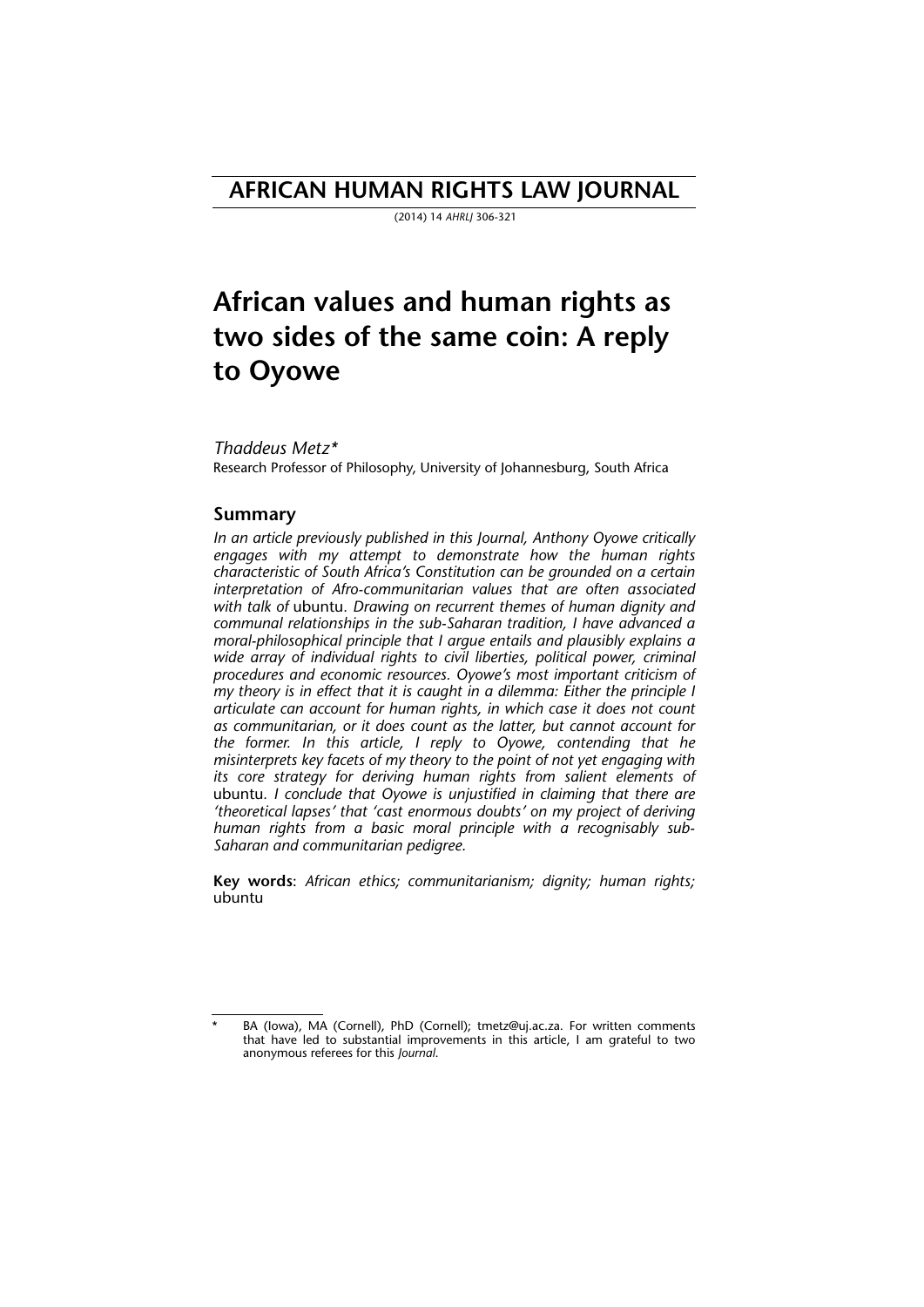# AFRICAN HUMAN RIGHTS LAW JOURNAL

(2014) 14 *AHRLJ* 306-321

# African values and human rights as two sides of the same coin: A reply to Oyowe

*Thaddeus Metz**

Research Professor of Philosophy, University of Johannesburg, South Africa

## Summary

*In an article previously published in this Journal, Anthony Oyowe critically engages with my attempt to demonstrate how the human rights characteristic of South Africa's Constitution can be grounded on a certain interpretation of Afro-communitarian values that are often associated with talk of* ubuntu*. Drawing on recurrent themes of human dignity and communal relationships in the sub-Saharan tradition, I have advanced a moral-philosophical principle that I argue entails and plausibly explains a wide array of individual rights to civil liberties, political power, criminal procedures and economic resources. Oyowe's most important criticism of my theory is in effect that it is caught in a dilemma: Either the principle I articulate can account for human rights, in which case it does not count as communitarian, or it does count as the latter, but cannot account for the former. In this article, I reply to Oyowe, contending that he misinterprets key facets of my theory to the point of not yet engaging with its core strategy for deriving human rights from salient elements of* ubuntu*. I conclude that Oyowe is unjustified in claiming that there are 'theoretical lapses' that 'cast enormous doubts' on my project of deriving human rights from a basic moral principle with a recognisably sub-Saharan and communitarian pedigree.*

**Key words**: *African ethics; communitarianism; dignity; human rights;* ubuntu

---

\* BA (Iowa), MA (Cornell), PhD (Cornell); tmetz@uj.ac.za. For written comments that have led to substantial improvements in this article, I am grateful to two anonymous referees for this *Journal*.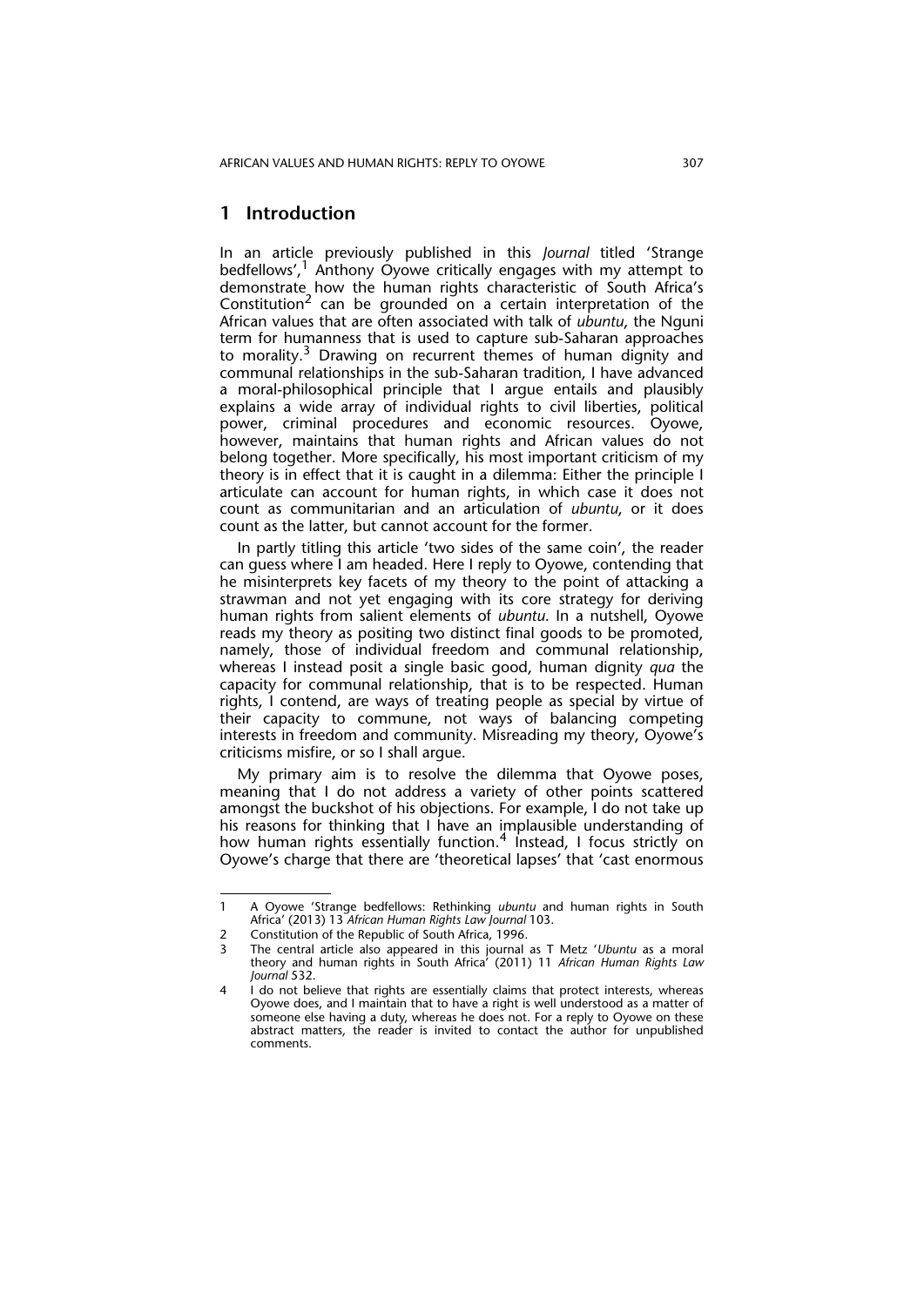## 1 Introduction

In an article previously published in this *Journal* titled 'Strange bedfellows',[1] Anthony Oyowe critically engages with my attempt to demonstrate how the human rights characteristic of South Africa's Constitution[2] can be grounded on a certain interpretation of the African values that are often associated with talk of *ubuntu*, the Nguni term for humanness that is used to capture sub-Saharan approaches to morality.[3] Drawing on recurrent themes of human dignity and communal relationships in the sub-Saharan tradition, I have advanced a moral-philosophical principle that I argue entails and plausibly explains a wide array of individual rights to civil liberties, political power, criminal procedures and economic resources. Oyowe, however, maintains that human rights and African values do not belong together. More specifically, his most important criticism of my theory is in effect that it is caught in a dilemma: Either the principle I articulate can account for human rights, in which case it does not count as communitarian and an articulation of *ubuntu*, or it does count as the latter, but cannot account for the former.

In partly titling this article 'two sides of the same coin', the reader can guess where I am headed. Here I reply to Oyowe, contending that he misinterprets key facets of my theory to the point of attacking a strawman and not yet engaging with its core strategy for deriving human rights from salient elements of *ubuntu*. In a nutshell, Oyowe reads my theory as positing two distinct final goods to be promoted, namely, those of individual freedom and communal relationship, whereas I instead posit a single basic good, human dignity *qua* the capacity for communal relationship, that is to be respected. Human rights, I contend, are ways of treating people as special by virtue of their capacity to commune, not ways of balancing competing interests in freedom and community. Misreading my theory, Oyowe's criticisms misfire, or so I shall argue.

My primary aim is to resolve the dilemma that Oyowe poses, meaning that I do not address a variety of other points scattered amongst the buckshot of his objections. For example, I do not take up his reasons for thinking that I have an implausible understanding of how human rights essentially function.[4] Instead, I focus strictly on Oyowe's charge that there are 'theoretical lapses' that 'cast enormous

---

1 A Oyowe 'Strange bedfellows: Rethinking *ubuntu* and human rights in South Africa' (2013) 13 *African Human Rights Law Journal* 103.

2 Constitution of the Republic of South Africa, 1996.

3 The central article also appeared in this journal as T Metz '*Ubuntu* as a moral theory and human rights in South Africa' (2011) 11 *African Human Rights Law Journal* 532.

4 I do not believe that rights are essentially claims that protect interests, whereas Oyowe does, and I maintain that to have a right is well understood as a matter of someone else having a duty, whereas he does not. For a reply to Oyowe on these abstract matters, the reader is invited to contact the author for unpublished comments.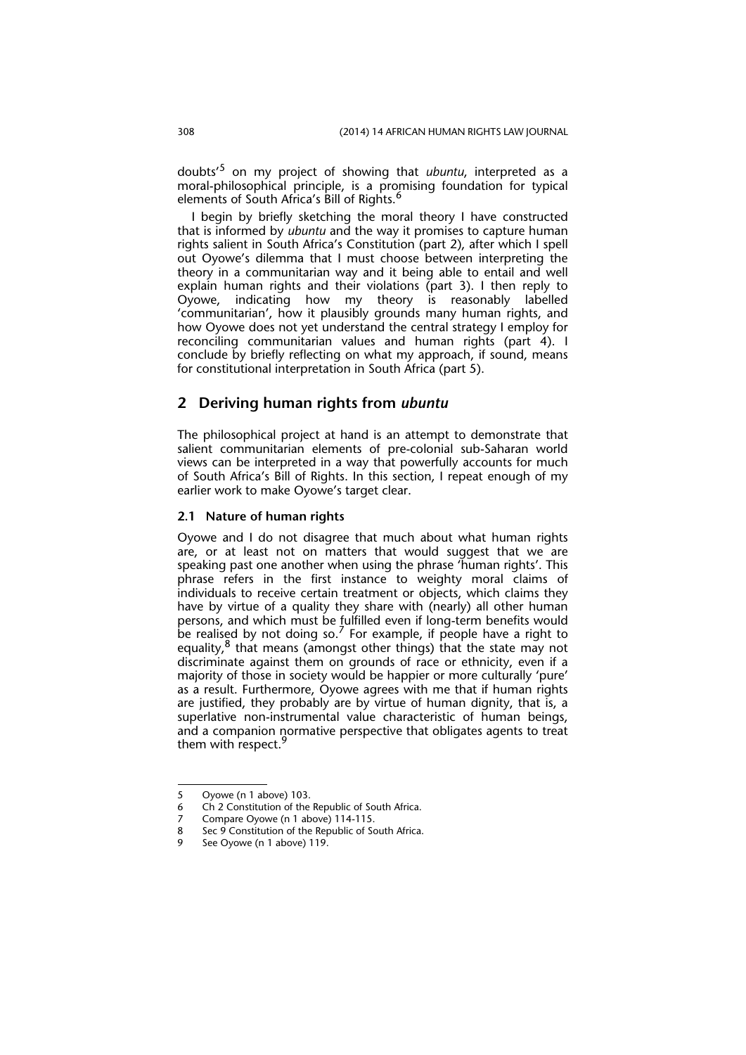doubts'[5] on my project of showing that *ubuntu*, interpreted as a moral-philosophical principle, is a promising foundation for typical elements of South Africa's Bill of Rights.[6]

I begin by briefly sketching the moral theory I have constructed that is informed by *ubuntu* and the way it promises to capture human rights salient in South Africa's Constitution (part 2), after which I spell out Oyowe's dilemma that I must choose between interpreting the theory in a communitarian way and it being able to entail and well explain human rights and their violations (part 3). I then reply to Oyowe, indicating how my theory is reasonably labelled 'communitarian', how it plausibly grounds many human rights, and how Oyowe does not yet understand the central strategy I employ for reconciling communitarian values and human rights (part 4). I conclude by briefly reflecting on what my approach, if sound, means for constitutional interpretation in South Africa (part 5).

## 2 Deriving human rights from *ubuntu*

The philosophical project at hand is an attempt to demonstrate that salient communitarian elements of pre-colonial sub-Saharan world views can be interpreted in a way that powerfully accounts for much of South Africa's Bill of Rights. In this section, I repeat enough of my earlier work to make Oyowe's target clear.

### 2.1 Nature of human rights

Oyowe and I do not disagree that much about what human rights are, or at least not on matters that would suggest that we are speaking past one another when using the phrase 'human rights'. This phrase refers in the first instance to weighty moral claims of individuals to receive certain treatment or objects, which claims they have by virtue of a quality they share with (nearly) all other human persons, and which must be fulfilled even if long-term benefits would be realised by not doing so.[7] For example, if people have a right to equality,[8] that means (amongst other things) that the state may not discriminate against them on grounds of race or ethnicity, even if a majority of those in society would be happier or more culturally 'pure' as a result. Furthermore, Oyowe agrees with me that if human rights are justified, they probably are by virtue of human dignity, that is, a superlative non-instrumental value characteristic of human beings, and a companion normative perspective that obligates agents to treat them with respect.[9]

---

5 Oyowe (n 1 above) 103.
6 Ch 2 Constitution of the Republic of South Africa.
7 Compare Oyowe (n 1 above) 114-115.
8 Sec 9 Constitution of the Republic of South Africa.
9 See Oyowe (n 1 above) 119.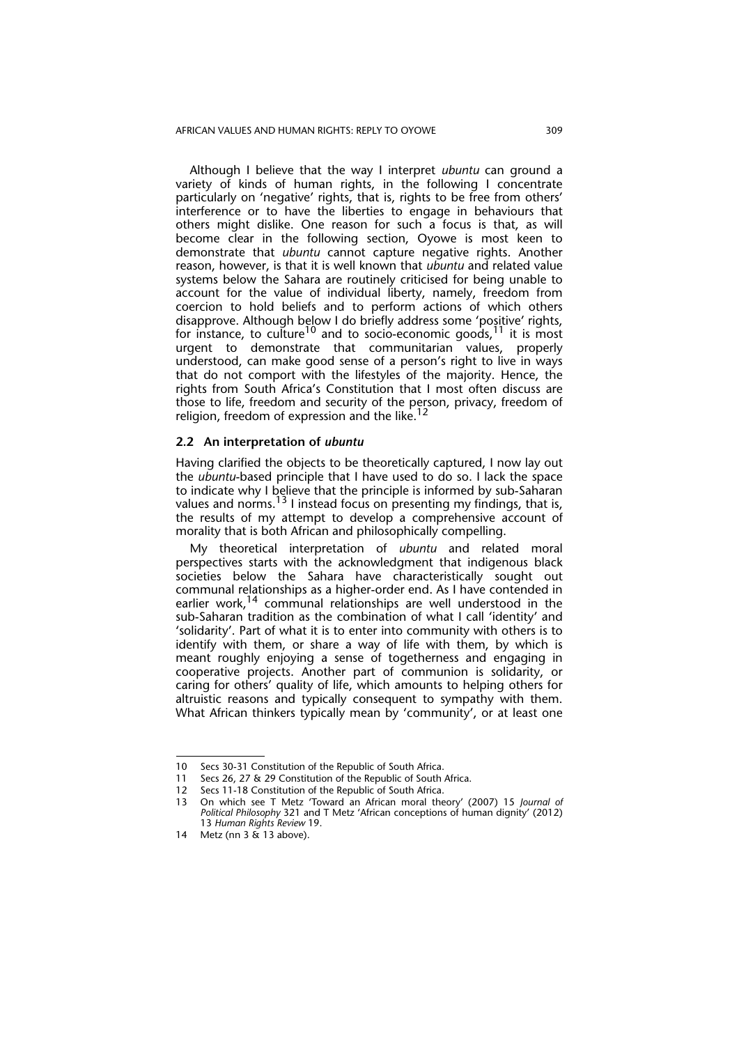Although I believe that the way I interpret *ubuntu* can ground a variety of kinds of human rights, in the following I concentrate particularly on 'negative' rights, that is, rights to be free from others' interference or to have the liberties to engage in behaviours that others might dislike. One reason for such a focus is that, as will become clear in the following section, Oyowe is most keen to demonstrate that *ubuntu* cannot capture negative rights. Another reason, however, is that it is well known that *ubuntu* and related value systems below the Sahara are routinely criticised for being unable to account for the value of individual liberty, namely, freedom from coercion to hold beliefs and to perform actions of which others disapprove. Although below I do briefly address some 'positive' rights, for instance, to culture[10] and to socio-economic goods,[11] it is most urgent to demonstrate that communitarian values, properly understood, can make good sense of a person's right to live in ways that do not comport with the lifestyles of the majority. Hence, the rights from South Africa's Constitution that I most often discuss are those to life, freedom and security of the person, privacy, freedom of religion, freedom of expression and the like.[12]

### 2.2 An interpretation of *ubuntu*

Having clarified the objects to be theoretically captured, I now lay out the *ubuntu*-based principle that I have used to do so. I lack the space to indicate why I believe that the principle is informed by sub-Saharan values and norms.[13] I instead focus on presenting my findings, that is, the results of my attempt to develop a comprehensive account of morality that is both African and philosophically compelling.

My theoretical interpretation of *ubuntu* and related moral perspectives starts with the acknowledgment that indigenous black societies below the Sahara have characteristically sought out communal relationships as a higher-order end. As I have contended in earlier work,[14] communal relationships are well understood in the sub-Saharan tradition as the combination of what I call 'identity' and 'solidarity'. Part of what it is to enter into community with others is to identify with them, or share a way of life with them, by which is meant roughly enjoying a sense of togetherness and engaging in cooperative projects. Another part of communion is solidarity, or caring for others' quality of life, which amounts to helping others for altruistic reasons and typically consequent to sympathy with them. What African thinkers typically mean by 'community', or at least one

---

10 Secs 30-31 Constitution of the Republic of South Africa.

11 Secs 26, 27 & 29 Constitution of the Republic of South Africa.

12 Secs 11-18 Constitution of the Republic of South Africa.

13 On which see T Metz 'Toward an African moral theory' (2007) 15 *Journal of Political Philosophy* 321 and T Metz 'African conceptions of human dignity' (2012) 13 *Human Rights Review* 19.

14 Metz (nn 3 & 13 above).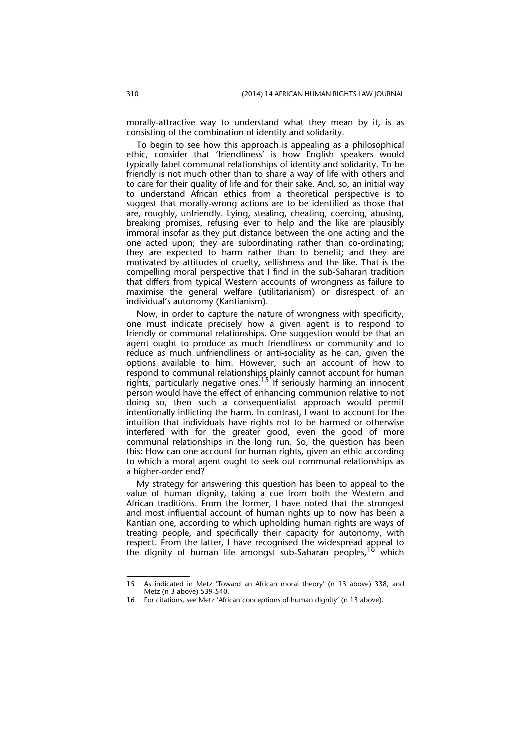morally-attractive way to understand what they mean by it, is as consisting of the combination of identity and solidarity.

To begin to see how this approach is appealing as a philosophical ethic, consider that 'friendliness' is how English speakers would typically label communal relationships of identity and solidarity. To be friendly is not much other than to share a way of life with others and to care for their quality of life and for their sake. And, so, an initial way to understand African ethics from a theoretical perspective is to suggest that morally-wrong actions are to be identified as those that are, roughly, unfriendly. Lying, stealing, cheating, coercing, abusing, breaking promises, refusing ever to help and the like are plausibly immoral insofar as they put distance between the one acting and the one acted upon; they are subordinating rather than co-ordinating; they are expected to harm rather than to benefit; and they are motivated by attitudes of cruelty, selfishness and the like. That is the compelling moral perspective that I find in the sub-Saharan tradition that differs from typical Western accounts of wrongness as failure to maximise the general welfare (utilitarianism) or disrespect of an individual's autonomy (Kantianism).

Now, in order to capture the nature of wrongness with specificity, one must indicate precisely how a given agent is to respond to friendly or communal relationships. One suggestion would be that an agent ought to produce as much friendliness or community and to reduce as much unfriendliness or anti-sociality as he can, given the options available to him. However, such an account of how to respond to communal relationships plainly cannot account for human rights, particularly negative ones.[15] If seriously harming an innocent person would have the effect of enhancing communion relative to not doing so, then such a consequentialist approach would permit intentionally inflicting the harm. In contrast, I want to account for the intuition that individuals have rights not to be harmed or otherwise interfered with for the greater good, even the good of more communal relationships in the long run. So, the question has been this: How can one account for human rights, given an ethic according to which a moral agent ought to seek out communal relationships as a higher-order end?

My strategy for answering this question has been to appeal to the value of human dignity, taking a cue from both the Western and African traditions. From the former, I have noted that the strongest and most influential account of human rights up to now has been a Kantian one, according to which upholding human rights are ways of treating people, and specifically their capacity for autonomy, with respect. From the latter, I have recognised the widespread appeal to the dignity of human life amongst sub-Saharan peoples,[16] which

---

15 As indicated in Metz 'Toward an African moral theory' (n 13 above) 338, and Metz (n 3 above) 539-540.

16 For citations, see Metz 'African conceptions of human dignity' (n 13 above).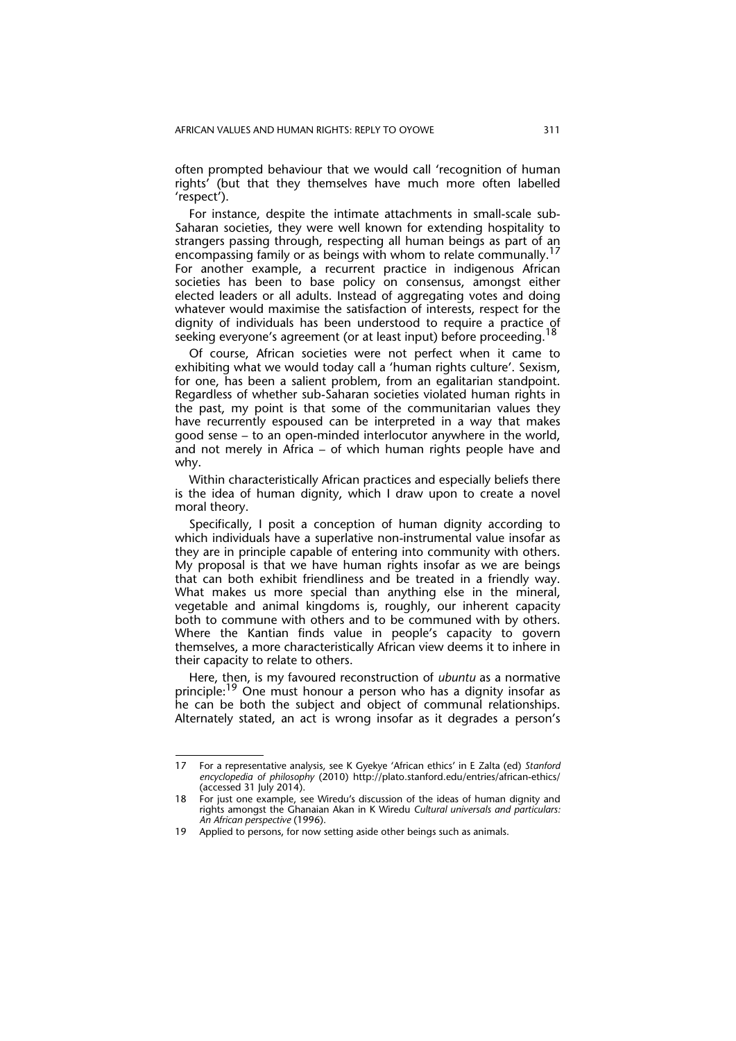often prompted behaviour that we would call 'recognition of human rights' (but that they themselves have much more often labelled 'respect').

For instance, despite the intimate attachments in small-scale sub-Saharan societies, they were well known for extending hospitality to strangers passing through, respecting all human beings as part of an encompassing family or as beings with whom to relate communally.[17] For another example, a recurrent practice in indigenous African societies has been to base policy on consensus, amongst either elected leaders or all adults. Instead of aggregating votes and doing whatever would maximise the satisfaction of interests, respect for the dignity of individuals has been understood to require a practice of seeking everyone's agreement (or at least input) before proceeding.[18]

Of course, African societies were not perfect when it came to exhibiting what we would today call a 'human rights culture'. Sexism, for one, has been a salient problem, from an egalitarian standpoint. Regardless of whether sub-Saharan societies violated human rights in the past, my point is that some of the communitarian values they have recurrently espoused can be interpreted in a way that makes good sense – to an open-minded interlocutor anywhere in the world, and not merely in Africa – of which human rights people have and why.

Within characteristically African practices and especially beliefs there is the idea of human dignity, which I draw upon to create a novel moral theory.

Specifically, I posit a conception of human dignity according to which individuals have a superlative non-instrumental value insofar as they are in principle capable of entering into community with others. My proposal is that we have human rights insofar as we are beings that can both exhibit friendliness and be treated in a friendly way. What makes us more special than anything else in the mineral, vegetable and animal kingdoms is, roughly, our inherent capacity both to commune with others and to be communed with by others. Where the Kantian finds value in people's capacity to govern themselves, a more characteristically African view deems it to inhere in their capacity to relate to others.

Here, then, is my favoured reconstruction of *ubuntu* as a normative principle:[19] One must honour a person who has a dignity insofar as he can be both the subject and object of communal relationships. Alternately stated, an act is wrong insofar as it degrades a person's

---

17 For a representative analysis, see K Gyekye 'African ethics' in E Zalta (ed) *Stanford encyclopedia of philosophy* (2010) http://plato.stanford.edu/entries/african-ethics/ (accessed 31 July 2014).

18 For just one example, see Wiredu's discussion of the ideas of human dignity and rights amongst the Ghanaian Akan in K Wiredu *Cultural universals and particulars: An African perspective* (1996).

19 Applied to persons, for now setting aside other beings such as animals.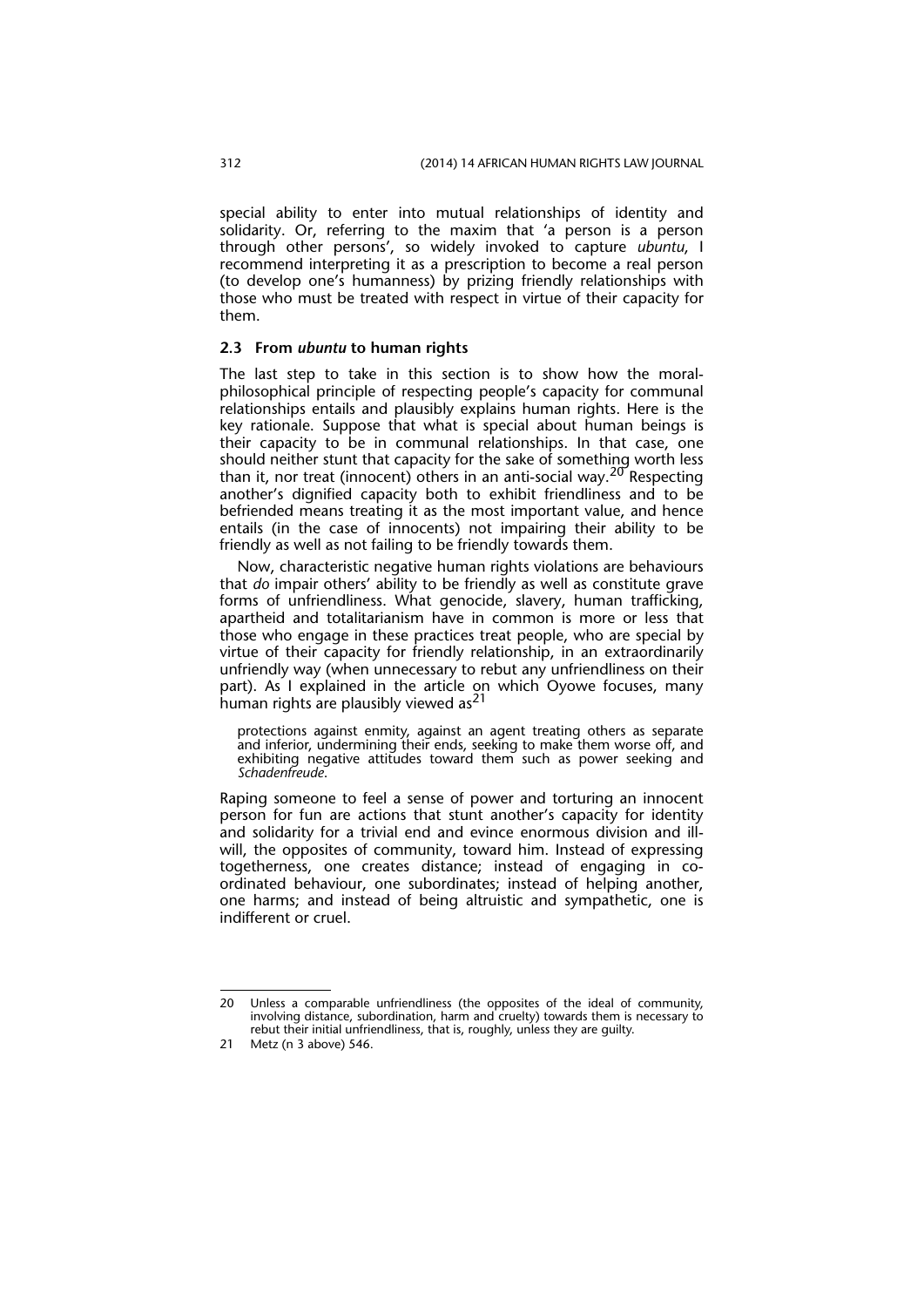special ability to enter into mutual relationships of identity and solidarity. Or, referring to the maxim that 'a person is a person through other persons', so widely invoked to capture *ubuntu*, I recommend interpreting it as a prescription to become a real person (to develop one's humanness) by prizing friendly relationships with those who must be treated with respect in virtue of their capacity for them.

### 2.3 From *ubuntu* to human rights

The last step to take in this section is to show how the moral-philosophical principle of respecting people's capacity for communal relationships entails and plausibly explains human rights. Here is the key rationale. Suppose that what is special about human beings is their capacity to be in communal relationships. In that case, one should neither stunt that capacity for the sake of something worth less than it, nor treat (innocent) others in an anti-social way.[20] Respecting another's dignified capacity both to exhibit friendliness and to be befriended means treating it as the most important value, and hence entails (in the case of innocents) not impairing their ability to be friendly as well as not failing to be friendly towards them.

Now, characteristic negative human rights violations are behaviours that *do* impair others' ability to be friendly as well as constitute grave forms of unfriendliness. What genocide, slavery, human trafficking, apartheid and totalitarianism have in common is more or less that those who engage in these practices treat people, who are special by virtue of their capacity for friendly relationship, in an extraordinarily unfriendly way (when unnecessary to rebut any unfriendliness on their part). As I explained in the article on which Oyowe focuses, many human rights are plausibly viewed as[21]

> protections against enmity, against an agent treating others as separate and inferior, undermining their ends, seeking to make them worse off, and exhibiting negative attitudes toward them such as power seeking and *Schadenfreude*.

Raping someone to feel a sense of power and torturing an innocent person for fun are actions that stunt another's capacity for identity and solidarity for a trivial end and evince enormous division and ill-will, the opposites of community, toward him. Instead of expressing togetherness, one creates distance; instead of engaging in co-ordinated behaviour, one subordinates; instead of helping another, one harms; and instead of being altruistic and sympathetic, one is indifferent or cruel.

---

20 Unless a comparable unfriendliness (the opposites of the ideal of community, involving distance, subordination, harm and cruelty) towards them is necessary to rebut their initial unfriendliness, that is, roughly, unless they are guilty.

21 Metz (n 3 above) 546.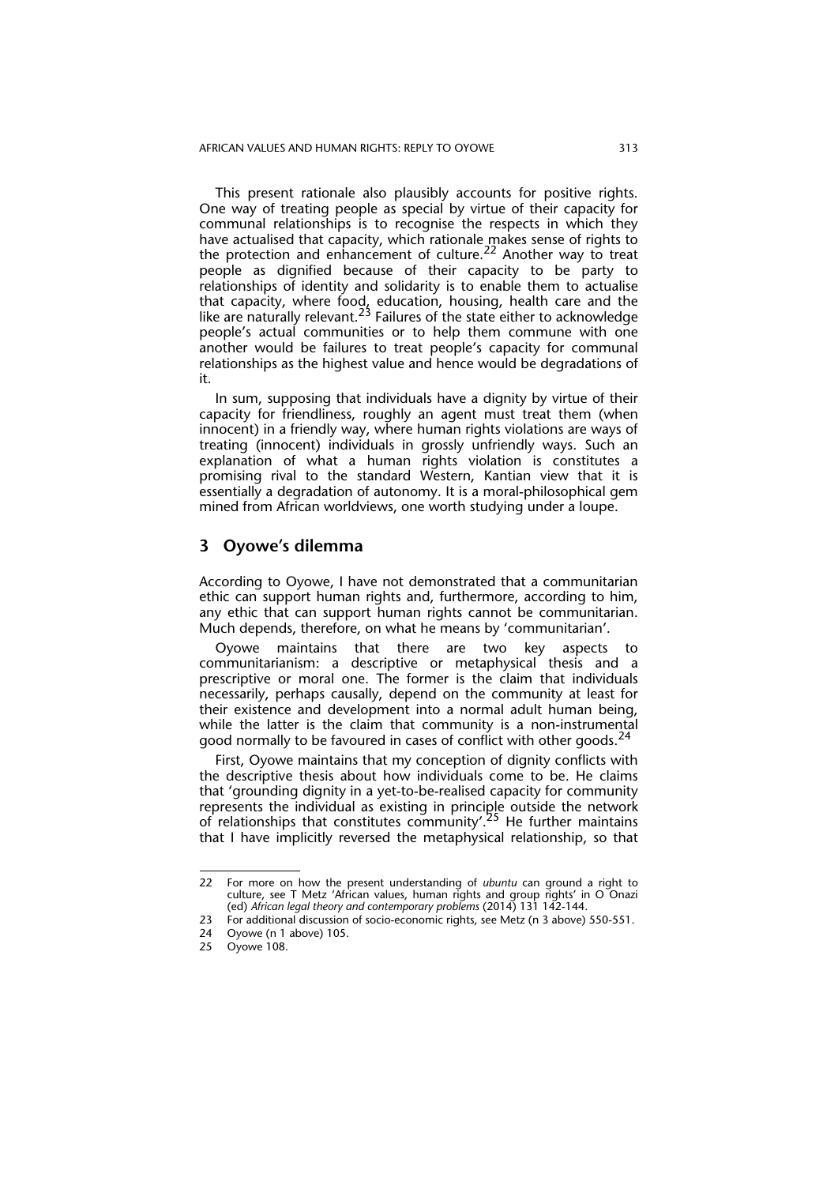This present rationale also plausibly accounts for positive rights. One way of treating people as special by virtue of their capacity for communal relationships is to recognise the respects in which they have actualised that capacity, which rationale makes sense of rights to the protection and enhancement of culture.[22] Another way to treat people as dignified because of their capacity to be party to relationships of identity and solidarity is to enable them to actualise that capacity, where food, education, housing, health care and the like are naturally relevant.[23] Failures of the state either to acknowledge people's actual communities or to help them commune with one another would be failures to treat people's capacity for communal relationships as the highest value and hence would be degradations of it.

In sum, supposing that individuals have a dignity by virtue of their capacity for friendliness, roughly an agent must treat them (when innocent) in a friendly way, where human rights violations are ways of treating (innocent) individuals in grossly unfriendly ways. Such an explanation of what a human rights violation is constitutes a promising rival to the standard Western, Kantian view that it is essentially a degradation of autonomy. It is a moral-philosophical gem mined from African worldviews, one worth studying under a loupe.

## 3 Oyowe's dilemma

According to Oyowe, I have not demonstrated that a communitarian ethic can support human rights and, furthermore, according to him, any ethic that can support human rights cannot be communitarian. Much depends, therefore, on what he means by 'communitarian'.

Oyowe maintains that there are two key aspects to communitarianism: a descriptive or metaphysical thesis and a prescriptive or moral one. The former is the claim that individuals necessarily, perhaps causally, depend on the community at least for their existence and development into a normal adult human being, while the latter is the claim that community is a non-instrumental good normally to be favoured in cases of conflict with other goods.[24]

First, Oyowe maintains that my conception of dignity conflicts with the descriptive thesis about how individuals come to be. He claims that 'grounding dignity in a yet-to-be-realised capacity for community represents the individual as existing in principle outside the network of relationships that constitutes community'.[25] He further maintains that I have implicitly reversed the metaphysical relationship, so that

---

22 For more on how the present understanding of *ubuntu* can ground a right to culture, see T Metz 'African values, human rights and group rights' in O Onazi (ed) *African legal theory and contemporary problems* (2014) 131 142-144.

23 For additional discussion of socio-economic rights, see Metz (n 3 above) 550-551.

24 Oyowe (n 1 above) 105.

25 Oyowe 108.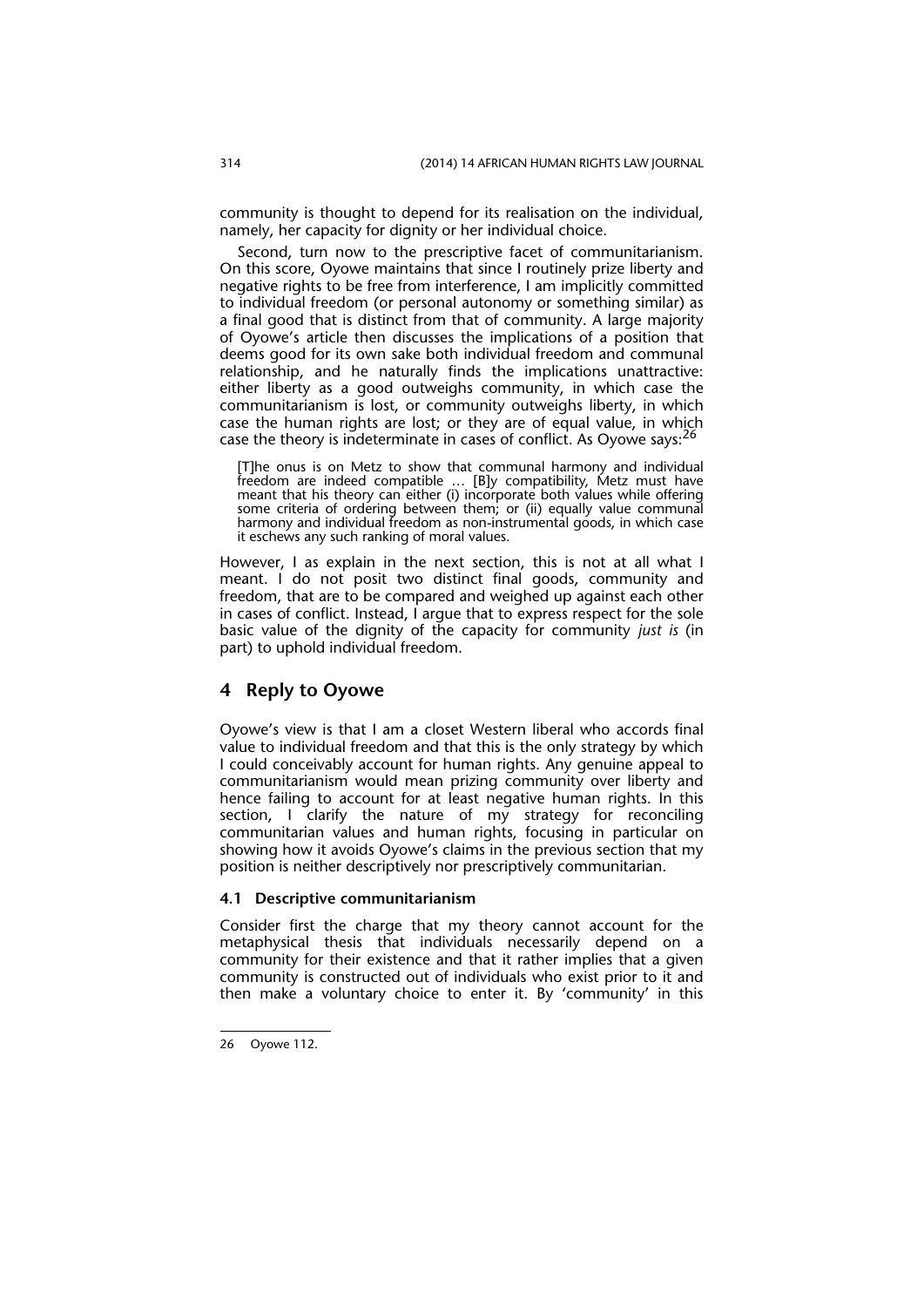community is thought to depend for its realisation on the individual, namely, her capacity for dignity or her individual choice.

Second, turn now to the prescriptive facet of communitarianism. On this score, Oyowe maintains that since I routinely prize liberty and negative rights to be free from interference, I am implicitly committed to individual freedom (or personal autonomy or something similar) as a final good that is distinct from that of community. A large majority of Oyowe's article then discusses the implications of a position that deems good for its own sake both individual freedom and communal relationship, and he naturally finds the implications unattractive: either liberty as a good outweighs community, in which case the communitarianism is lost, or community outweighs liberty, in which case the human rights are lost; or they are of equal value, in which case the theory is indeterminate in cases of conflict. As Oyowe says:[26]

> [T]he onus is on Metz to show that communal harmony and individual freedom are indeed compatible … [B]y compatibility, Metz must have meant that his theory can either (i) incorporate both values while offering some criteria of ordering between them; or (ii) equally value communal harmony and individual freedom as non-instrumental goods, in which case it eschews any such ranking of moral values.

However, I as explain in the next section, this is not at all what I meant. I do not posit two distinct final goods, community and freedom, that are to be compared and weighed up against each other in cases of conflict. Instead, I argue that to express respect for the sole basic value of the dignity of the capacity for community *just is* (in part) to uphold individual freedom.

## 4 Reply to Oyowe

Oyowe's view is that I am a closet Western liberal who accords final value to individual freedom and that this is the only strategy by which I could conceivably account for human rights. Any genuine appeal to communitarianism would mean prizing community over liberty and hence failing to account for at least negative human rights. In this section, I clarify the nature of my strategy for reconciling communitarian values and human rights, focusing in particular on showing how it avoids Oyowe's claims in the previous section that my position is neither descriptively nor prescriptively communitarian.

### 4.1 Descriptive communitarianism

Consider first the charge that my theory cannot account for the metaphysical thesis that individuals necessarily depend on a community for their existence and that it rather implies that a given community is constructed out of individuals who exist prior to it and then make a voluntary choice to enter it. By 'community' in this

---

26 Oyowe 112.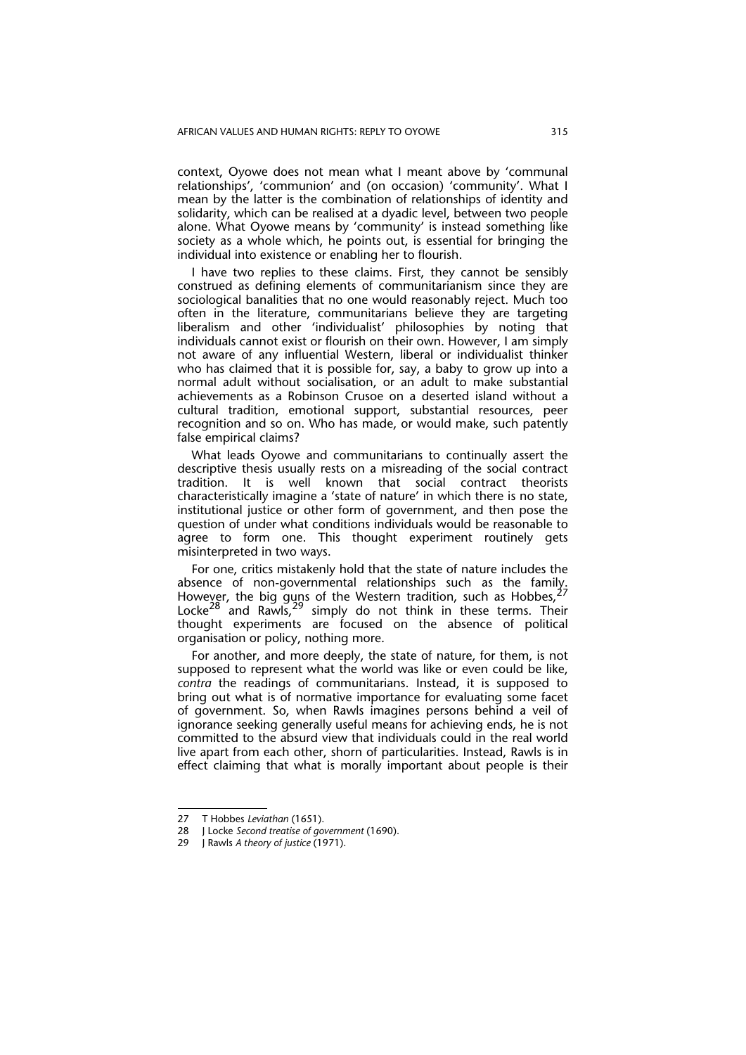context, Oyowe does not mean what I meant above by 'communal relationships', 'communion' and (on occasion) 'community'. What I mean by the latter is the combination of relationships of identity and solidarity, which can be realised at a dyadic level, between two people alone. What Oyowe means by 'community' is instead something like society as a whole which, he points out, is essential for bringing the individual into existence or enabling her to flourish.

I have two replies to these claims. First, they cannot be sensibly construed as defining elements of communitarianism since they are sociological banalities that no one would reasonably reject. Much too often in the literature, communitarians believe they are targeting liberalism and other 'individualist' philosophies by noting that individuals cannot exist or flourish on their own. However, I am simply not aware of any influential Western, liberal or individualist thinker who has claimed that it is possible for, say, a baby to grow up into a normal adult without socialisation, or an adult to make substantial achievements as a Robinson Crusoe on a deserted island without a cultural tradition, emotional support, substantial resources, peer recognition and so on. Who has made, or would make, such patently false empirical claims?

What leads Oyowe and communitarians to continually assert the descriptive thesis usually rests on a misreading of the social contract tradition. It is well known that social contract theorists characteristically imagine a 'state of nature' in which there is no state, institutional justice or other form of government, and then pose the question of under what conditions individuals would be reasonable to agree to form one. This thought experiment routinely gets misinterpreted in two ways.

For one, critics mistakenly hold that the state of nature includes the absence of non-governmental relationships such as the family. However, the big guns of the Western tradition, such as Hobbes,[27] Locke[28] and Rawls,[29] simply do not think in these terms. Their thought experiments are focused on the absence of political organisation or policy, nothing more.

For another, and more deeply, the state of nature, for them, is not supposed to represent what the world was like or even could be like, *contra* the readings of communitarians. Instead, it is supposed to bring out what is of normative importance for evaluating some facet of government. So, when Rawls imagines persons behind a veil of ignorance seeking generally useful means for achieving ends, he is not committed to the absurd view that individuals could in the real world live apart from each other, shorn of particularities. Instead, Rawls is in effect claiming that what is morally important about people is their

---

27 T Hobbes *Leviathan* (1651).

28 J Locke *Second treatise of government* (1690).

29 J Rawls *A theory of justice* (1971).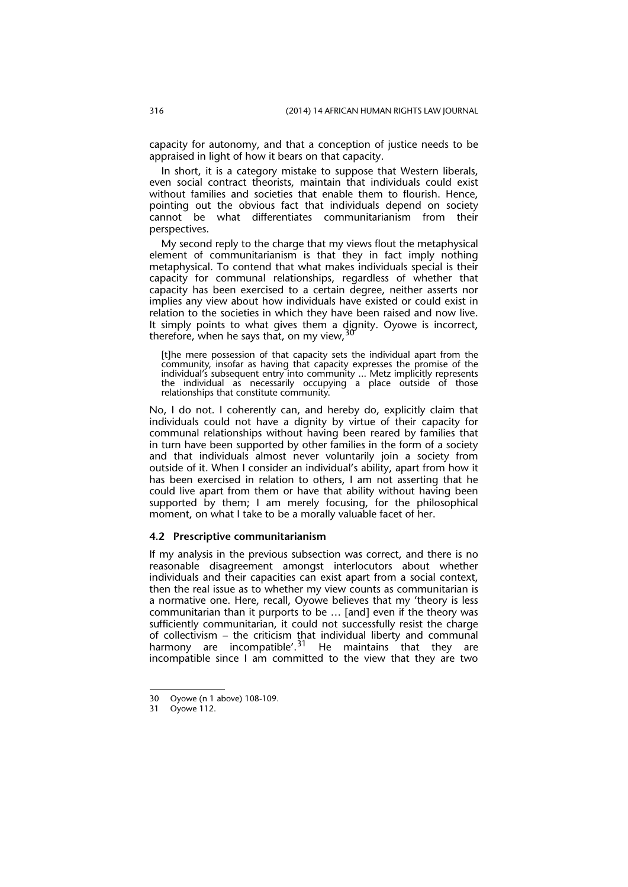capacity for autonomy, and that a conception of justice needs to be appraised in light of how it bears on that capacity.

In short, it is a category mistake to suppose that Western liberals, even social contract theorists, maintain that individuals could exist without families and societies that enable them to flourish. Hence, pointing out the obvious fact that individuals depend on society cannot be what differentiates communitarianism from their perspectives.

My second reply to the charge that my views flout the metaphysical element of communitarianism is that they in fact imply nothing metaphysical. To contend that what makes individuals special is their capacity for communal relationships, regardless of whether that capacity has been exercised to a certain degree, neither asserts nor implies any view about how individuals have existed or could exist in relation to the societies in which they have been raised and now live. It simply points to what gives them a dignity. Oyowe is incorrect, therefore, when he says that, on my view,[30]

> [t]he mere possession of that capacity sets the individual apart from the community, insofar as having that capacity expresses the promise of the individual's subsequent entry into community ... Metz implicitly represents the individual as necessarily occupying a place outside of those relationships that constitute community.

No, I do not. I coherently can, and hereby do, explicitly claim that individuals could not have a dignity by virtue of their capacity for communal relationships without having been reared by families that in turn have been supported by other families in the form of a society and that individuals almost never voluntarily join a society from outside of it. When I consider an individual's ability, apart from how it has been exercised in relation to others, I am not asserting that he could live apart from them or have that ability without having been supported by them; I am merely focusing, for the philosophical moment, on what I take to be a morally valuable facet of her.

### 4.2 Prescriptive communitarianism

If my analysis in the previous subsection was correct, and there is no reasonable disagreement amongst interlocutors about whether individuals and their capacities can exist apart from a social context, then the real issue as to whether my view counts as communitarian is a normative one. Here, recall, Oyowe believes that my 'theory is less communitarian than it purports to be … [and] even if the theory was sufficiently communitarian, it could not successfully resist the charge of collectivism – the criticism that individual liberty and communal harmony are incompatible'.[31] He maintains that they are incompatible since I am committed to the view that they are two

---

30 Oyowe (n 1 above) 108-109.

31 Oyowe 112.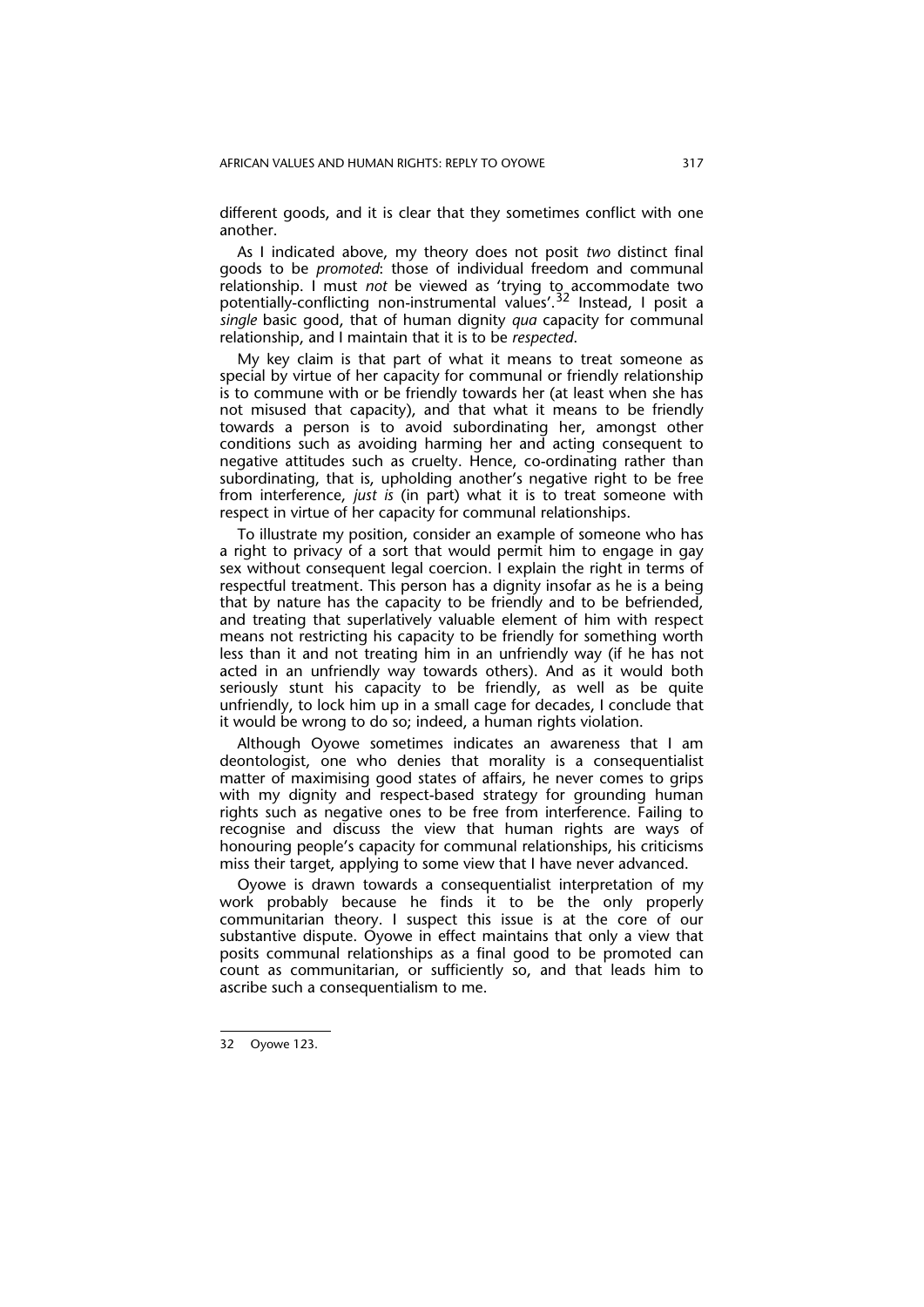different goods, and it is clear that they sometimes conflict with one another.

As I indicated above, my theory does not posit *two* distinct final goods to be *promoted*: those of individual freedom and communal relationship. I must *not* be viewed as 'trying to accommodate two potentially-conflicting non-instrumental values'.[32] Instead, I posit a *single* basic good, that of human dignity *qua* capacity for communal relationship, and I maintain that it is to be *respected*.

My key claim is that part of what it means to treat someone as special by virtue of her capacity for communal or friendly relationship is to commune with or be friendly towards her (at least when she has not misused that capacity), and that what it means to be friendly towards a person is to avoid subordinating her, amongst other conditions such as avoiding harming her and acting consequent to negative attitudes such as cruelty. Hence, co-ordinating rather than subordinating, that is, upholding another's negative right to be free from interference, *just is* (in part) what it is to treat someone with respect in virtue of her capacity for communal relationships.

To illustrate my position, consider an example of someone who has a right to privacy of a sort that would permit him to engage in gay sex without consequent legal coercion. I explain the right in terms of respectful treatment. This person has a dignity insofar as he is a being that by nature has the capacity to be friendly and to be befriended, and treating that superlatively valuable element of him with respect means not restricting his capacity to be friendly for something worth less than it and not treating him in an unfriendly way (if he has not acted in an unfriendly way towards others). And as it would both seriously stunt his capacity to be friendly, as well as be quite unfriendly, to lock him up in a small cage for decades, I conclude that it would be wrong to do so; indeed, a human rights violation.

Although Oyowe sometimes indicates an awareness that I am deontologist, one who denies that morality is a consequentialist matter of maximising good states of affairs, he never comes to grips with my dignity and respect-based strategy for grounding human rights such as negative ones to be free from interference. Failing to recognise and discuss the view that human rights are ways of honouring people's capacity for communal relationships, his criticisms miss their target, applying to some view that I have never advanced.

Oyowe is drawn towards a consequentialist interpretation of my work probably because he finds it to be the only properly communitarian theory. I suspect this issue is at the core of our substantive dispute. Oyowe in effect maintains that only a view that posits communal relationships as a final good to be promoted can count as communitarian, or sufficiently so, and that leads him to ascribe such a consequentialism to me.

---

32 Oyowe 123.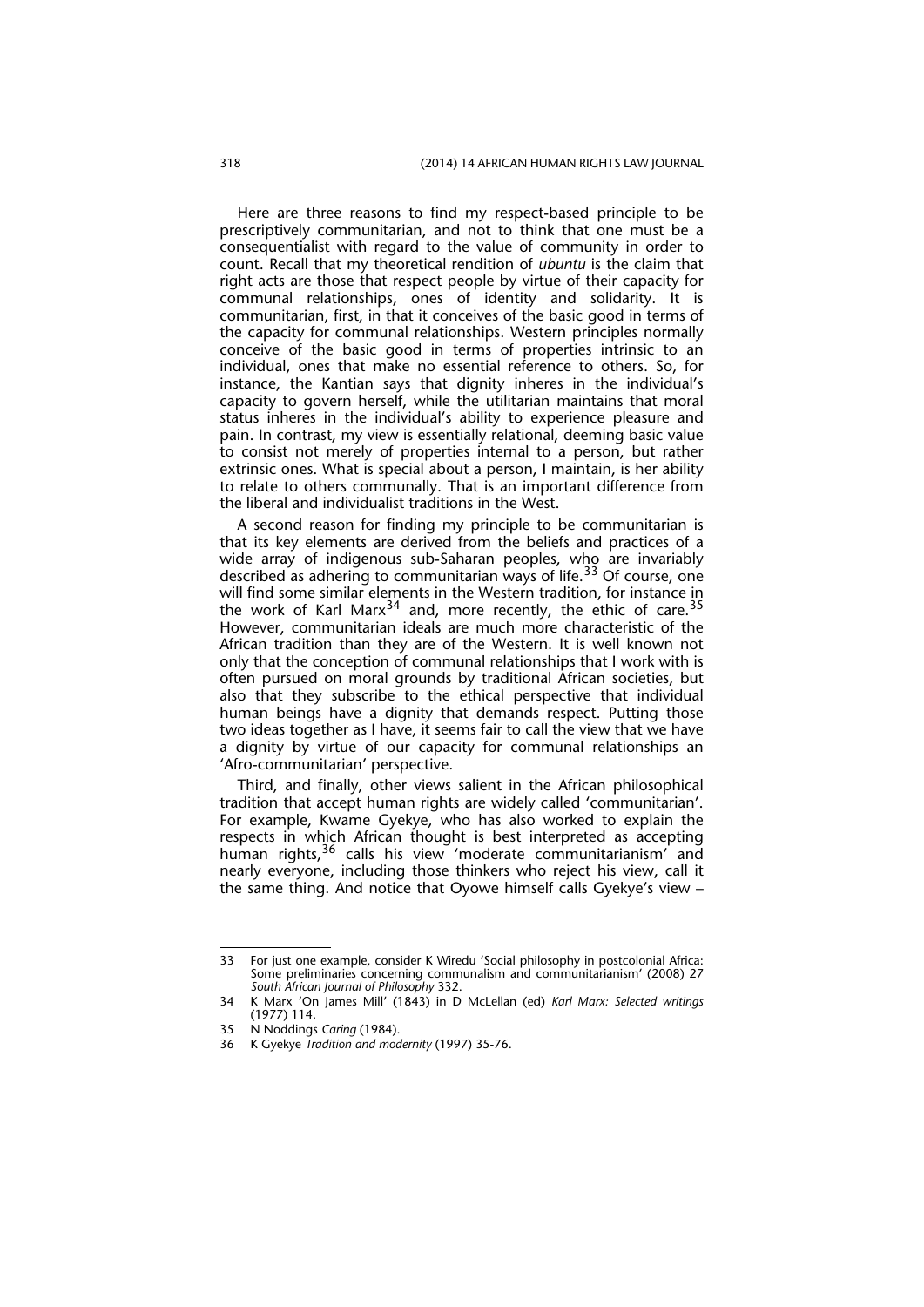Here are three reasons to find my respect-based principle to be prescriptively communitarian, and not to think that one must be a consequentialist with regard to the value of community in order to count. Recall that my theoretical rendition of *ubuntu* is the claim that right acts are those that respect people by virtue of their capacity for communal relationships, ones of identity and solidarity. It is communitarian, first, in that it conceives of the basic good in terms of the capacity for communal relationships. Western principles normally conceive of the basic good in terms of properties intrinsic to an individual, ones that make no essential reference to others. So, for instance, the Kantian says that dignity inheres in the individual's capacity to govern herself, while the utilitarian maintains that moral status inheres in the individual's ability to experience pleasure and pain. In contrast, my view is essentially relational, deeming basic value to consist not merely of properties internal to a person, but rather extrinsic ones. What is special about a person, I maintain, is her ability to relate to others communally. That is an important difference from the liberal and individualist traditions in the West.

A second reason for finding my principle to be communitarian is that its key elements are derived from the beliefs and practices of a wide array of indigenous sub-Saharan peoples, who are invariably described as adhering to communitarian ways of life.[33] Of course, one will find some similar elements in the Western tradition, for instance in the work of Karl Marx[34] and, more recently, the ethic of care.[35] However, communitarian ideals are much more characteristic of the African tradition than they are of the Western. It is well known not only that the conception of communal relationships that I work with is often pursued on moral grounds by traditional African societies, but also that they subscribe to the ethical perspective that individual human beings have a dignity that demands respect. Putting those two ideas together as I have, it seems fair to call the view that we have a dignity by virtue of our capacity for communal relationships an 'Afro-communitarian' perspective.

Third, and finally, other views salient in the African philosophical tradition that accept human rights are widely called 'communitarian'. For example, Kwame Gyekye, who has also worked to explain the respects in which African thought is best interpreted as accepting human rights,[36] calls his view 'moderate communitarianism' and nearly everyone, including those thinkers who reject his view, call it the same thing. And notice that Oyowe himself calls Gyekye's view –

---

33 For just one example, consider K Wiredu 'Social philosophy in postcolonial Africa: Some preliminaries concerning communalism and communitarianism' (2008) 27 *South African Journal of Philosophy* 332.

34 K Marx 'On James Mill' (1843) in D McLellan (ed) *Karl Marx: Selected writings* (1977) 114.

35 N Noddings *Caring* (1984).

36 K Gyekye *Tradition and modernity* (1997) 35-76.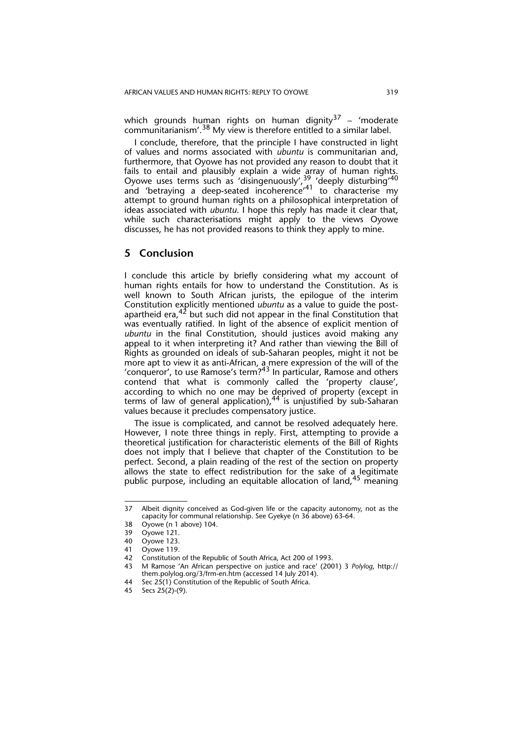which grounds human rights on human dignity[37] – 'moderate communitarianism'.[38] My view is therefore entitled to a similar label.

I conclude, therefore, that the principle I have constructed in light of values and norms associated with *ubuntu* is communitarian and, furthermore, that Oyowe has not provided any reason to doubt that it fails to entail and plausibly explain a wide array of human rights. Oyowe uses terms such as 'disingenuously',[39] 'deeply disturbing'[40] and 'betraying a deep-seated incoherence'[41] to characterise my attempt to ground human rights on a philosophical interpretation of ideas associated with *ubuntu*. I hope this reply has made it clear that, while such characterisations might apply to the views Oyowe discusses, he has not provided reasons to think they apply to mine.

## 5 Conclusion

I conclude this article by briefly considering what my account of human rights entails for how to understand the Constitution. As is well known to South African jurists, the epilogue of the interim Constitution explicitly mentioned *ubuntu* as a value to guide the post-apartheid era,[42] but such did not appear in the final Constitution that was eventually ratified. In light of the absence of explicit mention of *ubuntu* in the final Constitution, should justices avoid making any appeal to it when interpreting it? And rather than viewing the Bill of Rights as grounded on ideals of sub-Saharan peoples, might it not be more apt to view it as anti-African, a mere expression of the will of the 'conqueror', to use Ramose's term?[43] In particular, Ramose and others contend that what is commonly called the 'property clause', according to which no one may be deprived of property (except in terms of law of general application),[44] is unjustified by sub-Saharan values because it precludes compensatory justice.

The issue is complicated, and cannot be resolved adequately here. However, I note three things in reply. First, attempting to provide a theoretical justification for characteristic elements of the Bill of Rights does not imply that I believe that chapter of the Constitution to be perfect. Second, a plain reading of the rest of the section on property allows the state to effect redistribution for the sake of a legitimate public purpose, including an equitable allocation of land,[45] meaning

---

37 Albeit dignity conceived as God-given life or the capacity autonomy, not as the capacity for communal relationship. See Gyekye (n 36 above) 63-64.

38 Oyowe (n 1 above) 104.

39 Oyowe 121.

40 Oyowe 123.

41 Oyowe 119.

42 Constitution of the Republic of South Africa, Act 200 of 1993.

43 M Ramose 'An African perspective on justice and race' (2001) 3 *Polylog*, http://them.polylog.org/3/frm-en.htm (accessed 14 July 2014).

44 Sec 25(1) Constitution of the Republic of South Africa.

45 Secs 25(2)-(9).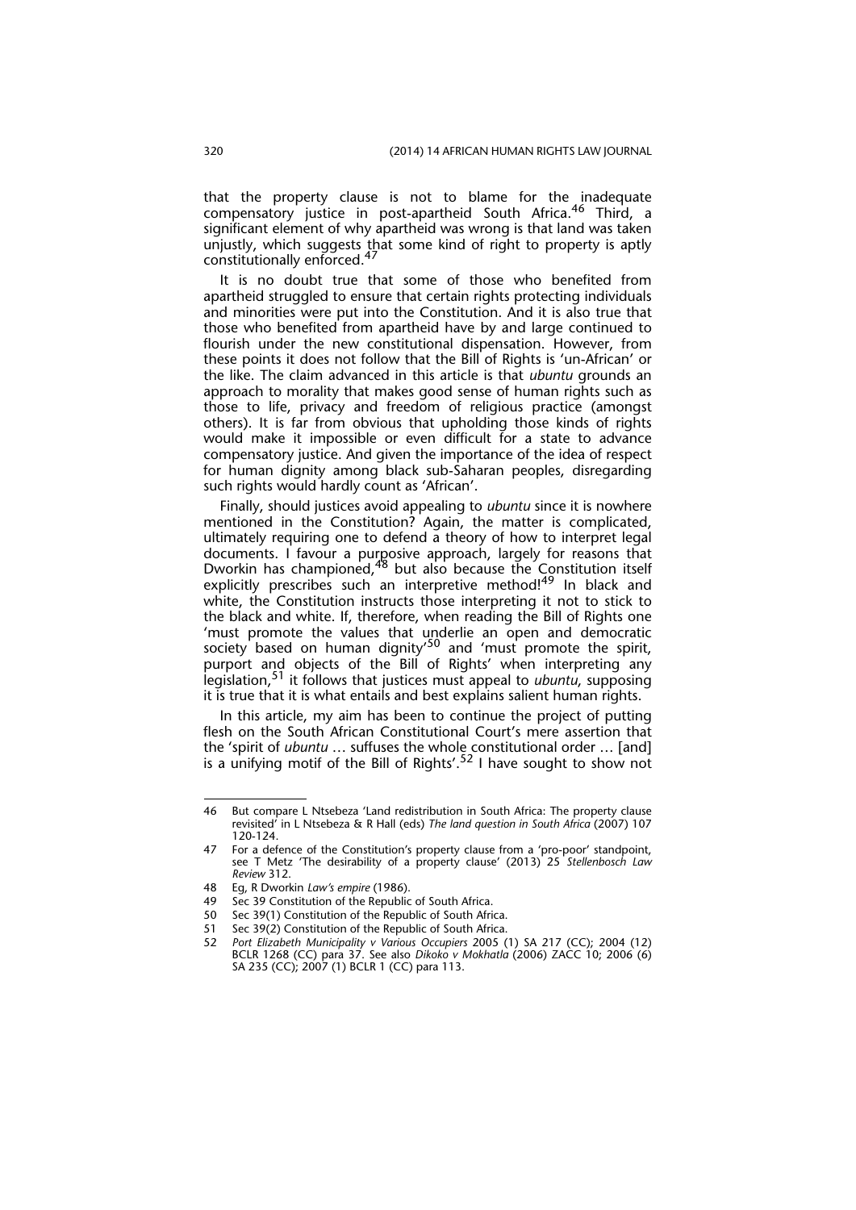that the property clause is not to blame for the inadequate compensatory justice in post-apartheid South Africa.[46] Third, a significant element of why apartheid was wrong is that land was taken unjustly, which suggests that some kind of right to property is aptly constitutionally enforced.[47]

It is no doubt true that some of those who benefited from apartheid struggled to ensure that certain rights protecting individuals and minorities were put into the Constitution. And it is also true that those who benefited from apartheid have by and large continued to flourish under the new constitutional dispensation. However, from these points it does not follow that the Bill of Rights is 'un-African' or the like. The claim advanced in this article is that *ubuntu* grounds an approach to morality that makes good sense of human rights such as those to life, privacy and freedom of religious practice (amongst others). It is far from obvious that upholding those kinds of rights would make it impossible or even difficult for a state to advance compensatory justice. And given the importance of the idea of respect for human dignity among black sub-Saharan peoples, disregarding such rights would hardly count as 'African'.

Finally, should justices avoid appealing to *ubuntu* since it is nowhere mentioned in the Constitution? Again, the matter is complicated, ultimately requiring one to defend a theory of how to interpret legal documents. I favour a purposive approach, largely for reasons that Dworkin has championed,[48] but also because the Constitution itself explicitly prescribes such an interpretive method![49] In black and white, the Constitution instructs those interpreting it not to stick to the black and white. If, therefore, when reading the Bill of Rights one 'must promote the values that underlie an open and democratic society based on human dignity'[50] and 'must promote the spirit, purport and objects of the Bill of Rights' when interpreting any legislation,[51] it follows that justices must appeal to *ubuntu*, supposing it is true that it is what entails and best explains salient human rights.

In this article, my aim has been to continue the project of putting flesh on the South African Constitutional Court's mere assertion that the 'spirit of *ubuntu* … suffuses the whole constitutional order … [and] is a unifying motif of the Bill of Rights'.[52] I have sought to show not

---

46 But compare L Ntsebeza 'Land redistribution in South Africa: The property clause revisited' in L Ntsebeza & R Hall (eds) *The land question in South Africa* (2007) 107 120-124.

47 For a defence of the Constitution's property clause from a 'pro-poor' standpoint, see T Metz 'The desirability of a property clause' (2013) 25 *Stellenbosch Law Review* 312.

48 Eg, R Dworkin *Law's empire* (1986).

49 Sec 39 Constitution of the Republic of South Africa.

50 Sec 39(1) Constitution of the Republic of South Africa.

51 Sec 39(2) Constitution of the Republic of South Africa.

52 *Port Elizabeth Municipality v Various Occupiers* 2005 (1) SA 217 (CC); 2004 (12) BCLR 1268 (CC) para 37. See also *Dikoko v Mokhatla* (2006) ZACC 10; 2006 (6) SA 235 (CC); 2007 (1) BCLR 1 (CC) para 113.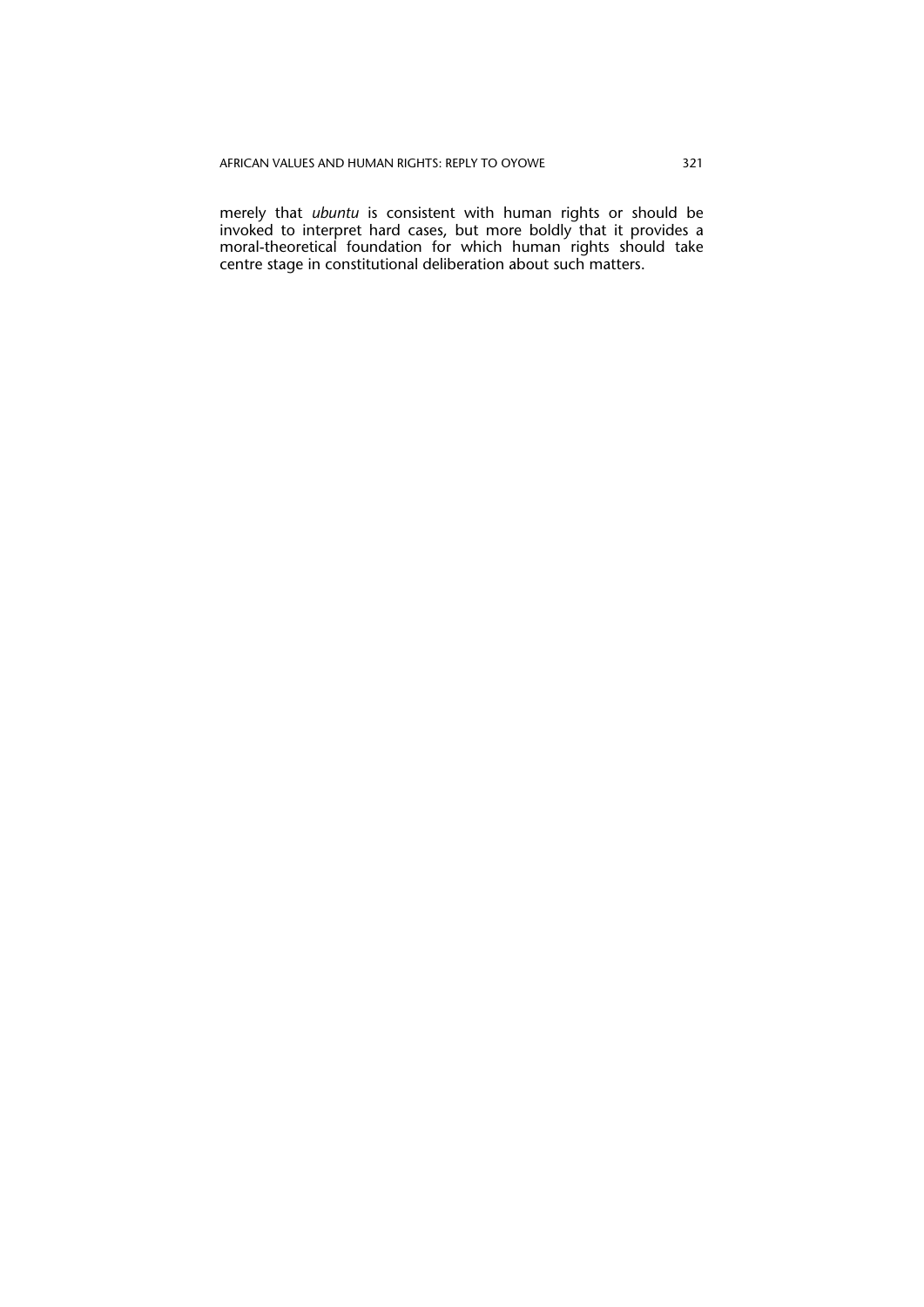merely that *ubuntu* is consistent with human rights or should be invoked to interpret hard cases, but more boldly that it provides a moral-theoretical foundation for which human rights should take centre stage in constitutional deliberation about such matters.